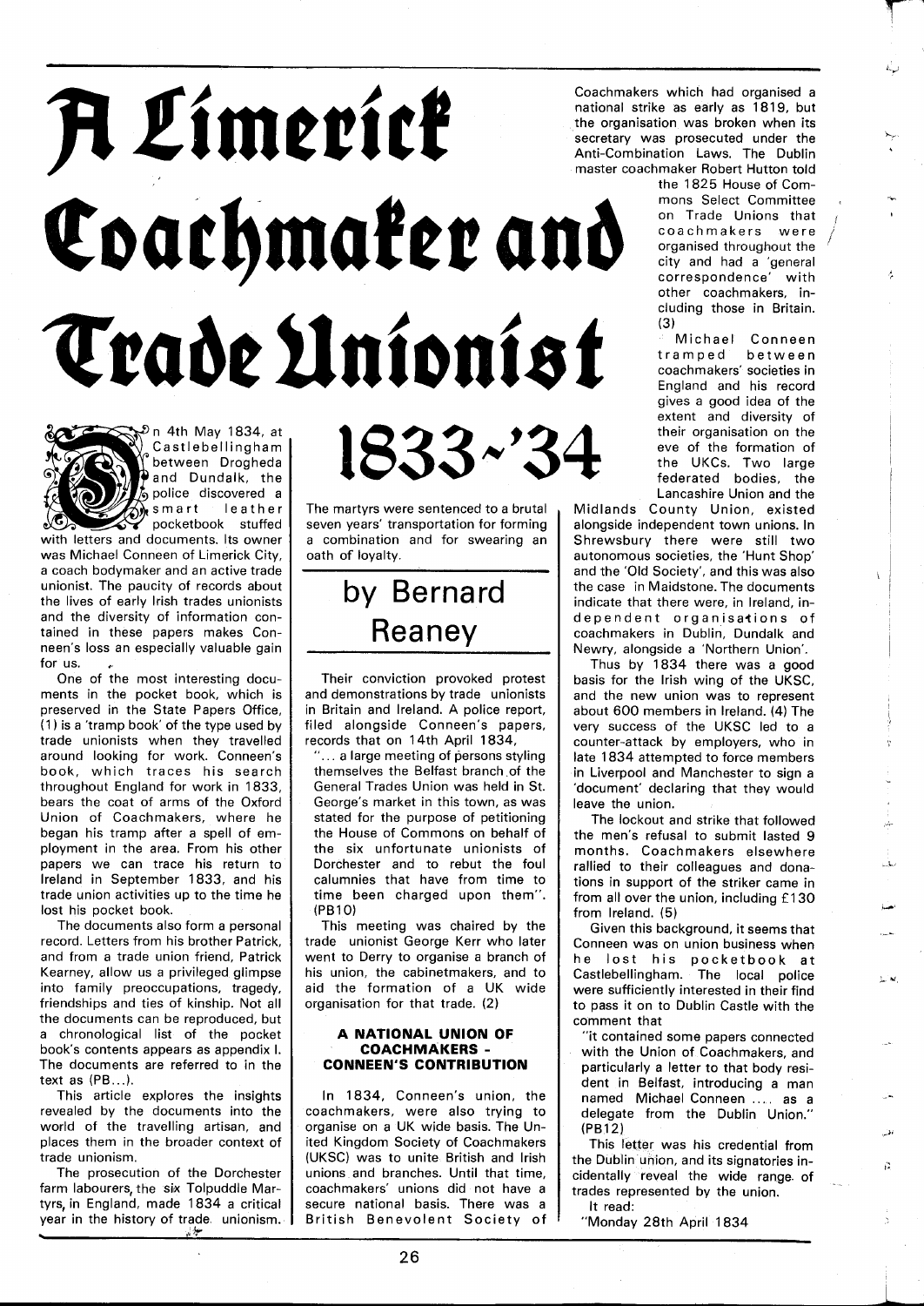# A Limerick Coachmaker and Trade Unionist 1833-'34

by Bernard Reaney

On 4th May 1834, at Castlebellingham between Drogheda and Dundalk, the police discovered a smart leather pocketbook stuffed with letters and documents. Its owner was Michael Conneen of Limerick City, a coach bodymaker and an active trade unionist. The paucity of records about the lives of early Irish trades unionists and the diversity of information contained in these papers makes Conneen's loss an especially valuable gain for us.

One of the most interesting documents in the pocket book, which is preserved in the State Papers Office, (1) is a 'tramp book' of the type used by trade unionists when they travelled around looking for work. Conneen's book, which traces his search throughout England for work in 1833, bears the coat of arms of the Oxford Union of Coachmakers, where he began his tramp after a spell of employment in the area. From his other papers we can trace his return to Ireland in September 1833, and his trade union activities up to the time he lost his pocket book.

The documents also form a personal record. Letters from his brother Patrick, and from a trade union friend, Patrick Kearney, allow us a privileged glimpse into family preoccupations, tragedy, friendships and ties of kinship. Not all the documents can be reproduced, but a chronological list of the pocket book's contents appears as appendix I. The documents are referred to in the text as (PB...).

This article explores the insights revealed by the documents into the world of the travelling artisan, and places them in the broader context of trade unionism.

The prosecution of the Dorchester farm labourers, the six Tolpuddle Martyrs, in England, made 1834 a critical year in the history of trade unionism. The martyrs were sentenced to a brutal seven years' transportation for forming a combination and for swearing an oath of loyalty.

Their conviction provoked protest and demonstrations by trade unionists in Britain and Ireland. A police report, filed alongside Conneen's papers, records that on 14th April 1834,

"... a large meeting of persons styling themselves the Belfast branch of the General Trades Union was held in St. George's market in this town, as was stated for the purpose of petitioning the House of Commons on behalf of the six unfortunate unionists of Dorchester and to rebut the foul calumnies that have from time to time been charged upon them". (PB10)

This meeting was chaired by the trade unionist George Kerr who later went to Derry to organise a branch of his union, the cabinetmakers, and to aid the formation of a UK wide organisation for that trade. (2)

### A NATIONAL UNION OF COACHMAKERS - CONNEEN'S CONTRIBUTION

In 1834, Conneen's union, the coachmakers, were also trying to organise on a UK wide basis. The United Kingdom Society of Coachmakers (UKSC) was to unite British and Irish unions and branches. Until that time, coachmakers' unions did not have a secure national basis. There was a British Benevolent Society of Coachmakers which had organised a national strike as early as 1819, but the organisation was broken when its secretary was prosecuted under the Anti-Combination Laws. The Dublin master coachmaker Robert Hutton told the 1825 House of Commons Select Committee on Trade Unions that coachmakers were organised throughout the city and had a 'general correspondence' with other coachmakers, including those in Britain. (3)

Michael Conneen tramped between coachmakers' societies in England and his record gives a good idea of the extent and diversity of their organisation on the eve of the formation of the UKCs. Two large federated bodies, the Lancashire Union and the Midlands County Union, existed alongside independent town unions. In Shrewsbury there were still two autonomous societies, the 'Hunt Shop' and the 'Old Society', and this was also the case in Maidstone. The documents indicate that there were, in Ireland, independent organisations of coachmakers in Dublin, Dundalk and Newry, alongside a 'Northern Union'.

Thus by 1834 there was a good basis for the Irish wing of the UKSC, and the new union was to represent about 600 members in Ireland. (4) The very success of the UKSC led to a counter-attack by employers, who in late 1834 attempted to force members in Liverpool and Manchester to sign a 'document' declaring that they would leave the union.

The lockout and strike that followed the men's refusal to submit lasted 9 months. Coachmakers elsewhere rallied to their colleagues and donations in support of the striker came in from all over the union, including £130 from Ireland. (5)

Given this background, it seems that Conneen was on union business when he lost his pocketbook at Castlebellingham. The local police were sufficiently interested in their find to pass it on to Dublin Castle with the comment that

"it contained some papers connected with the Union of Coachmakers, and particularly a letter to that body resident in Belfast, introducing a man named Michael Conneen .... as a delegate from the Dublin Union." (PB12)

This letter was his credential from the Dublin union, and its signatories incidentally reveal the wide range of trades represented by the union.

It read:

"Monday 28th April 1834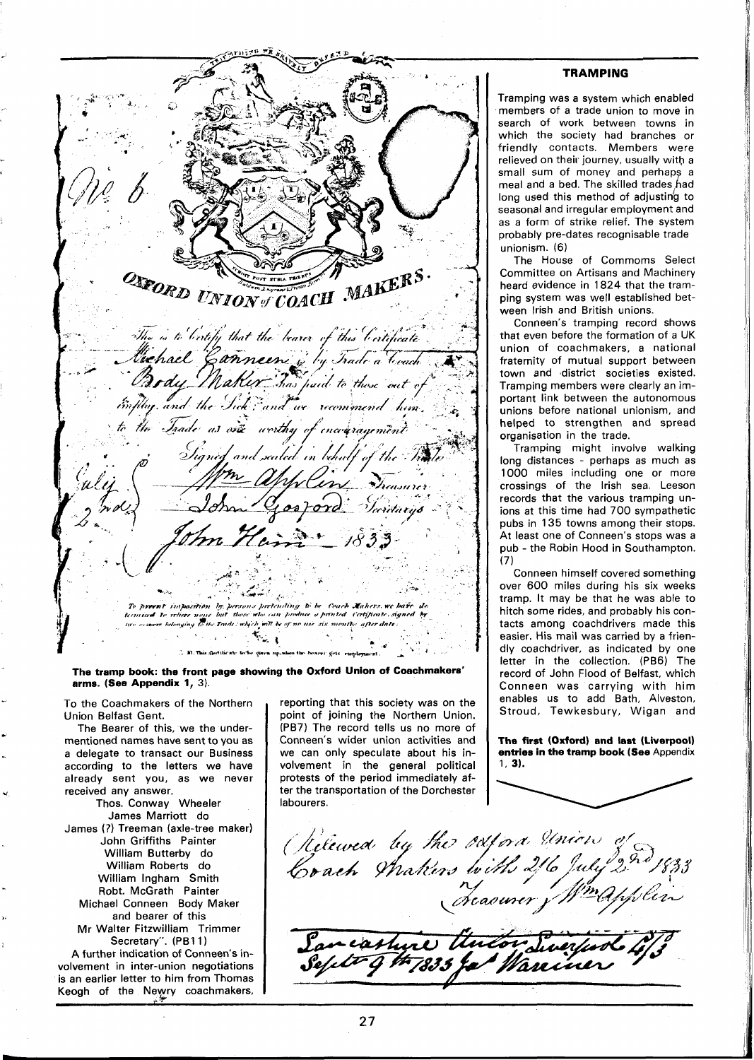OXFORD UNION of COACH MAKERS.

No 6

This is to Certify that the bearer of this Certificate Michael Canneen is by Trade a Coach Body Maker has paid to those out of Employ and the Sick and we recommend him to the Trade as one worthy of encouragement.

Signed and sealed in behalf of the Trade

July 2nd

Wm Applin Treasurer

John Gosford Secretary

John Hem 1833

To prevent imposition by persons pretending to be Coach Makers we have determined to relieve none but those who can produce a printed Certificate signed by two persons belonging to the Trade which will be of no use six months after date.

N.B. This Certificate to be given up when the bearer gets employment.

**The tramp book: the front page showing the Oxford Union of Coachmakers' arms. (See Appendix 1, 3).**

To the Coachmakers of the Northern Union Belfast Gent.

The Bearer of this, we the undermentioned names have sent to you as a delegate to transact our Business according to the letters we have already sent you, as we never received any answer.

Thos. Conway Wheeler
James Marriott do
James (?) Treeman (axle-tree maker)
John Griffiths Painter
William Butterby do
William Roberts do
William Ingham Smith
Robt. McGrath Painter
Michael Conneen Body Maker and bearer of this
Mr Walter Fitzwilliam Trimmer Secretary". (PB11)

A further indication of Conneen's involvement in inter-union negotiations is an earlier letter to him from Thomas Keogh of the Newry coachmakers, reporting that this society was on the point of joining the Northern Union. (PB7) The record tells us no more of Conneen's wider union activities and we can only speculate about his involvement in the general political protests of the period immediately after the transportation of the Dorchester labourers.

## TRAMPING

Tramping was a system which enabled members of a trade union to move in search of work between towns in which the society had branches or friendly contacts. Members were relieved on their journey, usually with a small sum of money and perhaps a meal and a bed. The skilled trades had long used this method of adjusting to seasonal and irregular employment and as a form of strike relief. The system probably pre-dates recognisable trade unionism. (6)

The House of Commoms Select Committee on Artisans and Machinery heard evidence in 1824 that the tramping system was well established between Irish and British unions.

Conneen's tramping record shows that even before the formation of a UK union of coachmakers, a national fraternity of mutual support between town and district societies existed. Tramping members were clearly an important link between the autonomous unions before national unionism, and helped to strengthen and spread organisation in the trade.

Tramping might involve walking long distances - perhaps as much as 1000 miles including one or more crossings of the Irish sea. Leeson records that the various tramping unions at this time had 700 sympathetic pubs in 135 towns among their stops. At least one of Conneen's stops was a pub - the Robin Hood in Southampton. (7)

Conneen himself covered something over 600 miles during his six weeks tramp. It may be that he was able to hitch some rides, and probably his contacts among coachdrivers made this easier. His mail was carried by a friendly coachdriver, as indicated by one letter in the collection. (PB6) The record of John Flood of Belfast, which Conneen was carrying with him enables us to add Bath, Alveston, Stroud, Tewkesbury, Wigan and

**The first (Oxford) and last (Liverpool) entries in the tramp book (See** Appendix 1, **3).**

Relieved by the Oxford Union of Coach Makers with 2/6 July 2nd 1833
Treasurer Wm Applin

Lancashire Union Liverpool 4/3
Septr 9th 1833 Jas Wanner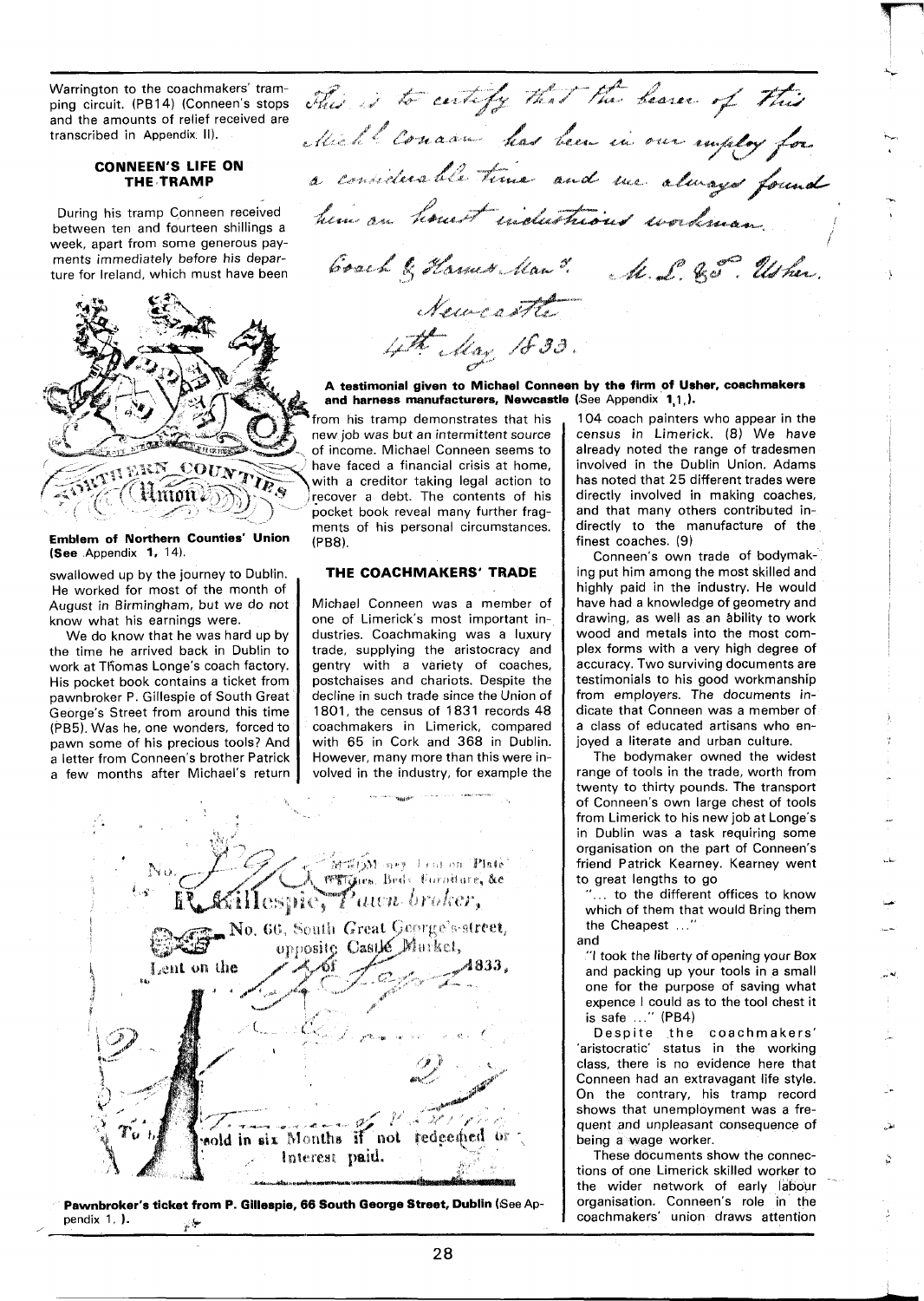Warrington to the coachmakers' tramping circuit. (PB14) (Conneen's stops and the amounts of relief received are transcribed in Appendix II).

### CONNEEN'S LIFE ON THE TRAMP

During his tramp Conneen received between ten and fourteen shillings a week, apart from some generous payments immediately before his departure for Ireland, which must have been swallowed up by the journey to Dublin. He worked for most of the month of August in Birmingham, but we do not know what his earnings were.

We do know that he was hard up by the time he arrived back in Dublin to work at Thomas Longe's coach factory. His pocket book contains a ticket from pawnbroker P. Gillespie of South Great George's Street from around this time (PB5). Was he, one wonders, forced to pawn some of his precious tools? And a letter from Conneen's brother Patrick a few months after Michael's return from his tramp demonstrates that his new job was but an intermittent source of income. Michael Conneen seems to have faced a financial crisis at home, with a creditor taking legal action to recover a debt. The contents of his pocket book reveal many further fragments of his personal circumstances. (PB8).

**Emblem of Northern Counties' Union (See Appendix 1, 14).**

This is to certify that the bearer of this Mich[l] Conaan has been in our employ for a considerable time and we always found him an honest industrious workman.

Coach & Harness Man[s]. M. L. & S. Usher.
Newcastle
4th May 1833.

**A testimonial given to Michael Conneen by the firm of Usher, coachmakers and harness manufacturers, Newcastle (See Appendix 1,1,).**

### THE COACHMAKERS' TRADE

Michael Conneen was a member of one of Limerick's most important industries. Coachmaking was a luxury trade, supplying the aristocracy and gentry with a variety of coaches, postchaises and chariots. Despite the decline in such trade since the Union of 1801, the census of 1831 records 48 coachmakers in Limerick, compared with 65 in Cork and 368 in Dublin. However, many more than this were involved in the industry, for example the 104 coach painters who appear in the census in Limerick. (8) We have already noted the range of tradesmen involved in the Dublin Union. Adams has noted that 25 different trades were directly involved in making coaches, and that many others contributed indirectly to the manufacture of the finest coaches. (9)

Conneen's own trade of bodymaking put him among the most skilled and highly paid in the industry. He would have had a knowledge of geometry and drawing, as well as an ability to work wood and metals into the most complex forms with a very high degree of accuracy. Two surviving documents are testimonials to his good workmanship from employers. The documents indicate that Conneen was a member of a class of educated artisans who enjoyed a literate and urban culture.

The bodymaker owned the widest range of tools in the trade, worth from twenty to thirty pounds. The transport of Conneen's own large chest of tools from Limerick to his new job at Longe's in Dublin was a task requiring some organisation on the part of Conneen's friend Patrick Kearney. Kearney went to great lengths to go

"... to the different offices to know which of them that would Bring them the Cheapest ..."

and

"I took the liberty of opening your Box and packing up your tools in a small one for the purpose of saving what expence I could as to the tool chest it is safe ..." (PB4)

Despite the coachmakers' 'aristocratic' status in the working class, there is no evidence here that Conneen had an extravagant life style. On the contrary, his tramp record shows that unemployment was a frequent and unpleasant consequence of being a wage worker.

These documents show the connections of one Limerick skilled worker to the wider network of early labour organisation. Conneen's role in the coachmakers' union draws attention

No. ... Money Lent on Plate Watches, Beds, Furniture, &c
P. Gillespie, Pawn broker,
No. 66, South Great George's-street, opposite Castle Market,
Lent on the ... of ... 1833,
...
To be sold in six Months if not redeemed or Interest paid.

**Pawnbroker's ticket from P. Gillespie, 66 South George Street, Dublin (See Appendix 1, ).**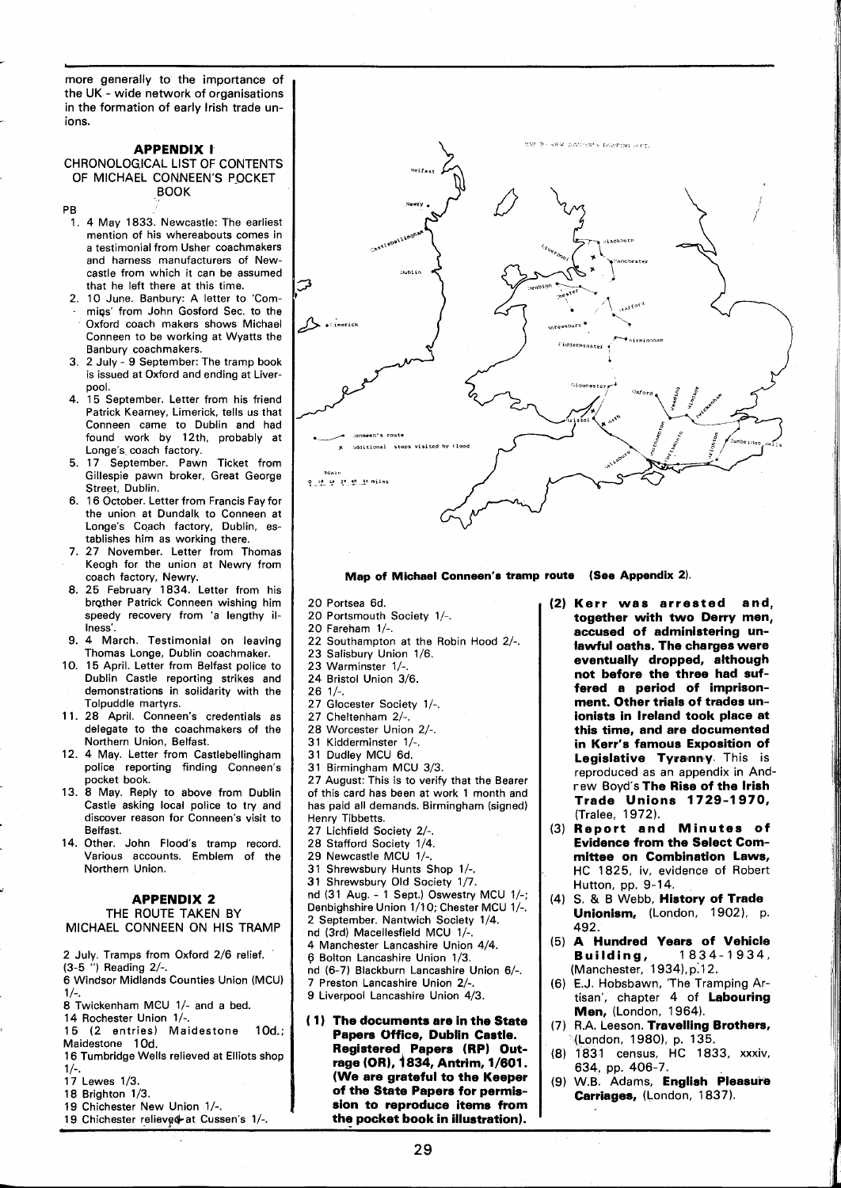more generally to the importance of the UK - wide network of organisations in the formation of early Irish trade unions.

## APPENDIX I

### CHRONOLOGICAL LIST OF CONTENTS OF MICHAEL CONNEEN'S POCKET BOOK

PB

1. 4 May 1833. Newcastle: The earliest mention of his whereabouts comes in a testimonial from Usher coachmakers and harness manufacturers of Newcastle from which it can be assumed that he left there at this time.
2. 10 June. Banbury: A letter to 'Commins' from John Gosford Sec. to the Oxford coach makers shows Michael Conneen to be working at Wyatts the Banbury coachmakers.
3. 2 July - 9 September: The tramp book is issued at Oxford and ending at Liverpool.
4. 15 September. Letter from his friend Patrick Kearney, Limerick, tells us that Conneen came to Dublin and had found work by 12th, probably at Longe's coach factory.
5. 17 September. Pawn Ticket from Gillespie pawn broker, Great George Street, Dublin.
6. 16 October. Letter from Francis Fay for the union at Dundalk to Conneen at Longe's Coach factory, Dublin, establishes him as working there.
7. 27 November. Letter from Thomas Keogh for the union at Newry from coach factory, Newry.
8. 25 February 1834. Letter from his brother Patrick Conneen wishing him speedy recovery from 'a lengthy illness'.
9. 4 March. Testimonial on leaving Thomas Longe, Dublin coachmaker.
10. 15 April. Letter from Belfast police to Dublin Castle reporting strikes and demonstrations in solidarity with the Tolpuddle martyrs.
11. 28 April. Conneen's credentials as delegate to the coachmakers of the Northern Union, Belfast.
12. 4 May. Letter from Castlebellingham police reporting finding Conneen's pocket book.
13. 8 May. Reply to above from Dublin Castle asking local police to try and discover reason for Conneen's visit to Belfast.
14. Other. John Flood's tramp record. Various accounts. Emblem of the Northern Union.

## APPENDIX 2

### THE ROUTE TAKEN BY MICHAEL CONNEEN ON HIS TRAMP

2 July. Tramps from Oxford 2/6 relief.
(3-5 ") Reading 2/-.
6 Windsor Midlands Counties Union (MCU) 1/-.
8 Twickenham MCU 1/- and a bed.
14 Rochester Union 1/-.
15 (2 entries) Maidestone 10d.; Maidestone 10d.
16 Tumbridge Wells relieved at Elliots shop 1/-.
17 Lewes 1/3.
18 Brighton 1/3.
19 Chichester New Union 1/-.
19 Chichester relieved at Cussen's 1/-.
20 Portsea 6d.
20 Portsmouth Society 1/-.
20 Fareham 1/-.
22 Southampton at the Robin Hood 2/-.
23 Salisbury Union 1/6.
23 Warminster 1/-.
24 Bristol Union 3/6.
26 1/-.
27 Glocester Society 1/-.
27 Cheltenham 2/-.
28 Worcester Union 2/-.
31 Kidderminster 1/-.
31 Dudley MCU 6d.
31 Birmingham MCU 3/3.
27 August: This is to verify that the Bearer of this card has been at work 1 month and has paid all demands. Birmingham (signed) Henry Tibbetts.
27 Lichfield Society 2/-.
28 Stafford Society 1/4.
29 Newcastle MCU 1/-.
31 Shrewsbury Hunts Shop 1/-.
31 Shrewsbury Old Society 1/7.
nd (31 Aug. - 1 Sept.) Oswestry MCU 1/-; Denbighshire Union 1/10; Chester MCU 1/-.
2 September. Nantwich Society 1/4.
nd (3rd) Macellesfield MCU 1/-.
4 Manchester Lancashire Union 4/4.
6 Bolton Lancashire Union 1/3.
nd (6-7) Blackburn Lancashire Union 6/-.
7 Preston Lancashire Union 2/-.
9 Liverpool Lancashire Union 4/3.

Map of Michael Conneen's tramp route (See Appendix 2).

Belfast
Newry
Castlebellingham
Dublin
Limerick
Blackburn
Liverpool
Manchester
Denbigh
Chester
Stafford
Shrewsbury
Birmingham
Kidderminster
Gloucester
Oxford
Reading
Windsor
Twickenham
Rochester
Maidstone
Bristol
Bath
Southampton
Portsmouth
Brighton
Tunbridge Wells
Salisbury
Conneen's route
x Additional stops visited by Flood
Scale
0 10 20 30 40 50 miles

**(1) The documents are in the State Papers Office, Dublin Castle. Registered Papers (RP) Outrage (OR), 1834, Antrim, 1/601. (We are grateful to the Keeper of the State Papers for permission to reproduce items from the pocket book in illustration).**

**(2) Kerr was arrested and, together with two Derry men, accused of administering unlawful oaths. The charges were eventually dropped, although not before the three had suffered a period of imprisonment. Other trials of trades unionists in Ireland took place at this time, and are documented in Kerr's famous Exposition of Legislative Tyranny.** This is reproduced as an appendix in Andrew Boyd's **The Rise of the Irish Trade Unions 1729-1970,** (Tralee, 1972).

(3) **Report and Minutes of Evidence from the Select Committee on Combination Laws,** HC 1825, iv, evidence of Robert Hutton, pp. 9-14.

(4) S. & B Webb, **History of Trade Unionism,** (London, 1902), p. 492.

(5) **A Hundred Years of Vehicle Building, 1834-1934,** (Manchester, 1934), p.12.

(6) E.J. Hobsbawn, 'The Tramping Artisan', chapter 4 of **Labouring Men,** (London, 1964).

(7) R.A. Leeson. **Travelling Brothers,** (London, 1980), p. 135.

(8) 1831 census, HC 1833, xxxiv, 634, pp. 406-7.

(9) W.B. Adams, **English Pleasure Carriages,** (London, 1837).